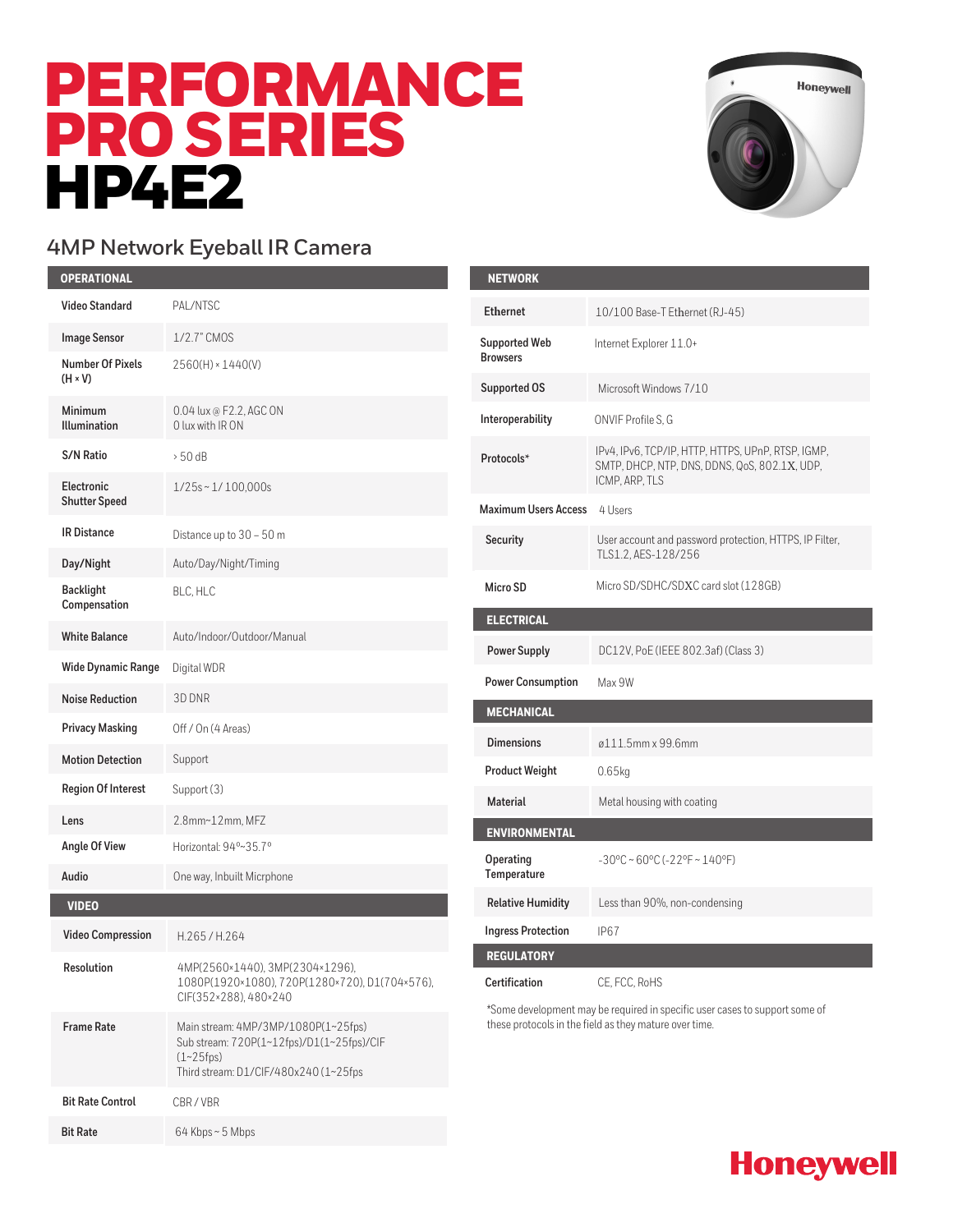# PERFORMANCE PRO SERIES HP4E2

## 4MP Network Eyeball IR Camera

| OPERATIONAL | |
|---|---|
| Video Standard | PAL/NTSC |
| Image Sensor | 1/2.7" CMOS |
| Number Of Pixels (H × V) | 2560(H) × 1440(V) |
| Minimum Illumination | 0.04 lux @ F2.2, AGC ON<br>0 lux with IR ON |
| S/N Ratio | > 50 dB |
| Electronic Shutter Speed | 1/25s ~ 1/ 100,000s |
| IR Distance | Distance up to 30 – 50 m |
| Day/Night | Auto/Day/Night/Timing |
| Backlight Compensation | BLC, HLC |
| White Balance | Auto/Indoor/Outdoor/Manual |
| Wide Dynamic Range | Digital WDR |
| Noise Reduction | 3D DNR |
| Privacy Masking | Off / On (4 Areas) |
| Motion Detection | Support |
| Region Of Interest | Support (3) |
| Lens | 2.8mm~12mm, MFZ |
| Angle Of View | Horizontal: 94°~35.7° |
| Audio | One way, Inbuilt Micrphone |

| VIDEO | |
|---|---|
| Video Compression | H.265 / H.264 |
| Resolution | 4MP(2560×1440), 3MP(2304×1296), 1080P(1920×1080), 720P(1280×720), D1(704×576), CIF(352×288), 480×240 |
| Frame Rate | Main stream: 4MP/3MP/1080P(1~25fps)<br>Sub stream: 720P(1~12fps)/D1(1~25fps)/CIF (1~25fps)<br>Third stream: D1/CIF/480x240 (1~25fps |
| Bit Rate Control | CBR / VBR |
| Bit Rate | 64 Kbps ~ 5 Mbps |

| NETWORK | |
|---|---|
| Ethernet | 10/100 Base-T Ethernet (RJ-45) |
| Supported Web Browsers | Internet Explorer 11.0+ |
| Supported OS | Microsoft Windows 7/10 |
| Interoperability | ONVIF Profile S, G |
| Protocols* | IPv4, IPv6, TCP/IP, HTTP, HTTPS, UPnP, RTSP, IGMP, SMTP, DHCP, NTP, DNS, DDNS, QoS, 802.1X, UDP, ICMP, ARP, TLS |
| Maximum Users Access | 4 Users |
| Security | User account and password protection, HTTPS, IP Filter, TLS1.2, AES-128/256 |
| Micro SD | Micro SD/SDHC/SDXC card slot (128GB) |

| ELECTRICAL | |
|---|---|
| Power Supply | DC12V, PoE (IEEE 802.3af) (Class 3) |
| Power Consumption | Max 9W |

| MECHANICAL | |
|---|---|
| Dimensions | ø111.5mm x 99.6mm |
| Product Weight | 0.65kg |
| Material | Metal housing with coating |

| ENVIRONMENTAL | |
|---|---|
| Operating Temperature | -30°C ~ 60°C (-22°F ~ 140°F) |
| Relative Humidity | Less than 90%, non-condensing |
| Ingress Protection | IP67 |

| REGULATORY | |
|---|---|
| Certification | CE, FCC, RoHS |

*Some development may be required in specific user cases to support some of these protocols in the field as they mature over time.

Honeywell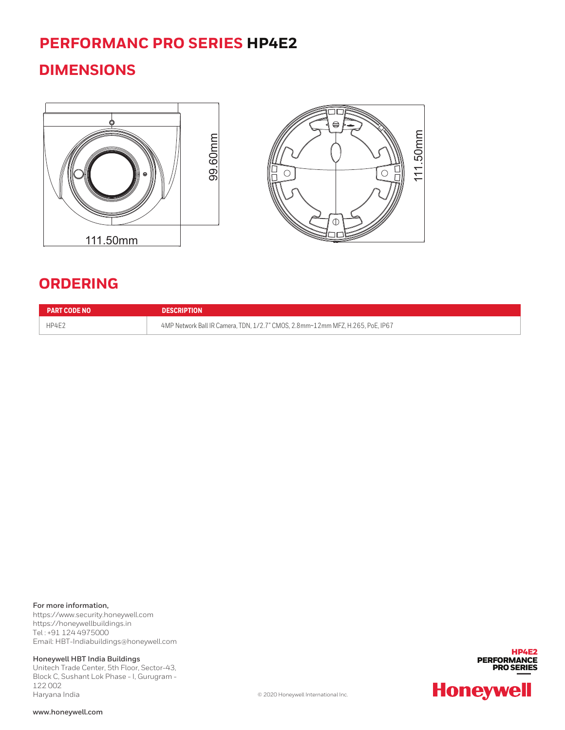# PERFORMANC PRO SERIES HP4E2

## DIMENSIONS

99.60mm

111.50mm

111.50mm

## ORDERING

| PART CODE NO | DESCRIPTION |
|---|---|
| HP4E2 | 4MP Network Ball IR Camera, TDN, 1/2.7" CMOS, 2.8mm~12mm MFZ, H.265, PoE, IP67 |

**For more information,**
https://www.security.honeywell.com
https://honeywellbuildings.in
Tel : +91 124 4975000
Email: HBT-Indiabuildings@honeywell.com

**Honeywell HBT India Buildings**
Unitech Trade Center, 5th Floor, Sector-43,
Block C, Sushant Lok Phase - I, Gurugram -
122 002
Haryana India

**www.honeywell.com**

© 2020 Honeywell International Inc.

**HP4E2**
**PERFORMANCE PRO SERIES**

**Honeywell**